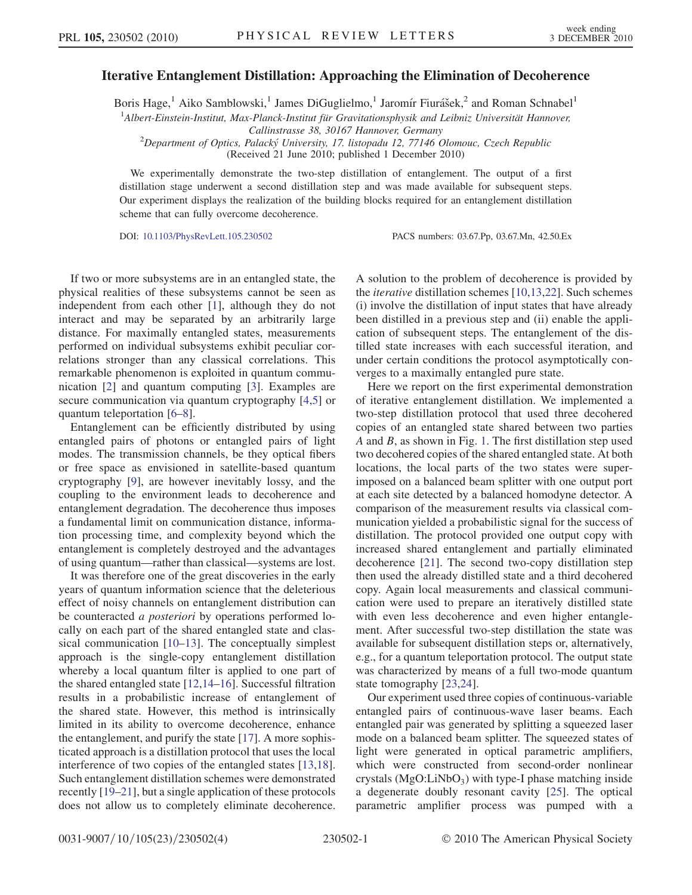# Iterative Entanglement Distillation: Approaching the Elimination of Decoherence

Boris Hage,[1] Aiko Samblowski,[1] James DiGuglielmo,[1] Jaromír Fiurášek,[2] and Roman Schnabel[1]

[1]Albert-Einstein-Institut, Max-Planck-Institut für Gravitationsphysik and Leibniz Universität Hannover, Callinstrasse 38, 30167 Hannover, Germany

[2]Department of Optics, Palacký University, 17. listopadu 12, 77146 Olomouc, Czech Republic

(Received 21 June 2010; published 1 December 2010)

We experimentally demonstrate the two-step distillation of entanglement. The output of a first distillation stage underwent a second distillation step and was made available for subsequent steps. Our experiment displays the realization of the building blocks required for an entanglement distillation scheme that can fully overcome decoherence.

DOI: 10.1103/PhysRevLett.105.230502

PACS numbers: 03.67.Pp, 03.67.Mn, 42.50.Ex

If two or more subsystems are in an entangled state, the physical realities of these subsystems cannot be seen as independent from each other [1], although they do not interact and may be separated by an arbitrarily large distance. For maximally entangled states, measurements performed on individual subsystems exhibit peculiar correlations stronger than any classical correlations. This remarkable phenomenon is exploited in quantum communication [2] and quantum computing [3]. Examples are secure communication via quantum cryptography [4,5] or quantum teleportation [6–8].

Entanglement can be efficiently distributed by using entangled pairs of photons or entangled pairs of light modes. The transmission channels, be they optical fibers or free space as envisioned in satellite-based quantum cryptography [9], are however inevitably lossy, and the coupling to the environment leads to decoherence and entanglement degradation. The decoherence thus imposes a fundamental limit on communication distance, information processing time, and complexity beyond which the entanglement is completely destroyed and the advantages of using quantum—rather than classical—systems are lost.

It was therefore one of the great discoveries in the early years of quantum information science that the deleterious effect of noisy channels on entanglement distribution can be counteracted *a posteriori* by operations performed locally on each part of the shared entangled state and classical communication [10–13]. The conceptually simplest approach is the single-copy entanglement distillation whereby a local quantum filter is applied to one part of the shared entangled state [12,14–16]. Successful filtration results in a probabilistic increase of entanglement of the shared state. However, this method is intrinsically limited in its ability to overcome decoherence, enhance the entanglement, and purify the state [17]. A more sophisticated approach is a distillation protocol that uses the local interference of two copies of the entangled states [13,18]. Such entanglement distillation schemes were demonstrated recently [19–21], but a single application of these protocols does not allow us to completely eliminate decoherence. A solution to the problem of decoherence is provided by the *iterative* distillation schemes [10,13,22]. Such schemes (i) involve the distillation of input states that have already been distilled in a previous step and (ii) enable the application of subsequent steps. The entanglement of the distilled state increases with each successful iteration, and under certain conditions the protocol asymptotically converges to a maximally entangled pure state.

Here we report on the first experimental demonstration of iterative entanglement distillation. We implemented a two-step distillation protocol that used three decohered copies of an entangled state shared between two parties $A$ and $B$, as shown in Fig. 1. The first distillation step used two decohered copies of the shared entangled state. At both locations, the local parts of the two states were superimposed on a balanced beam splitter with one output port at each site detected by a balanced homodyne detector. A comparison of the measurement results via classical communication yielded a probabilistic signal for the success of distillation. The protocol provided one output copy with increased shared entanglement and partially eliminated decoherence [21]. The second two-copy distillation step then used the already distilled state and a third decohered copy. Again local measurements and classical communication were used to prepare an iteratively distilled state with even less decoherence and even higher entanglement. After successful two-step distillation the state was available for subsequent distillation steps or, alternatively, e.g., for a quantum teleportation protocol. The output state was characterized by means of a full two-mode quantum state tomography [23,24].

Our experiment used three copies of continuous-variable entangled pairs of continuous-wave laser beams. Each entangled pair was generated by splitting a squeezed laser mode on a balanced beam splitter. The squeezed states of light were generated in optical parametric amplifiers, which were constructed from second-order nonlinear crystals ($MgO{:}LiNbO_3$) with type-I phase matching inside a degenerate doubly resonant cavity [25]. The optical parametric amplifier process was pumped with a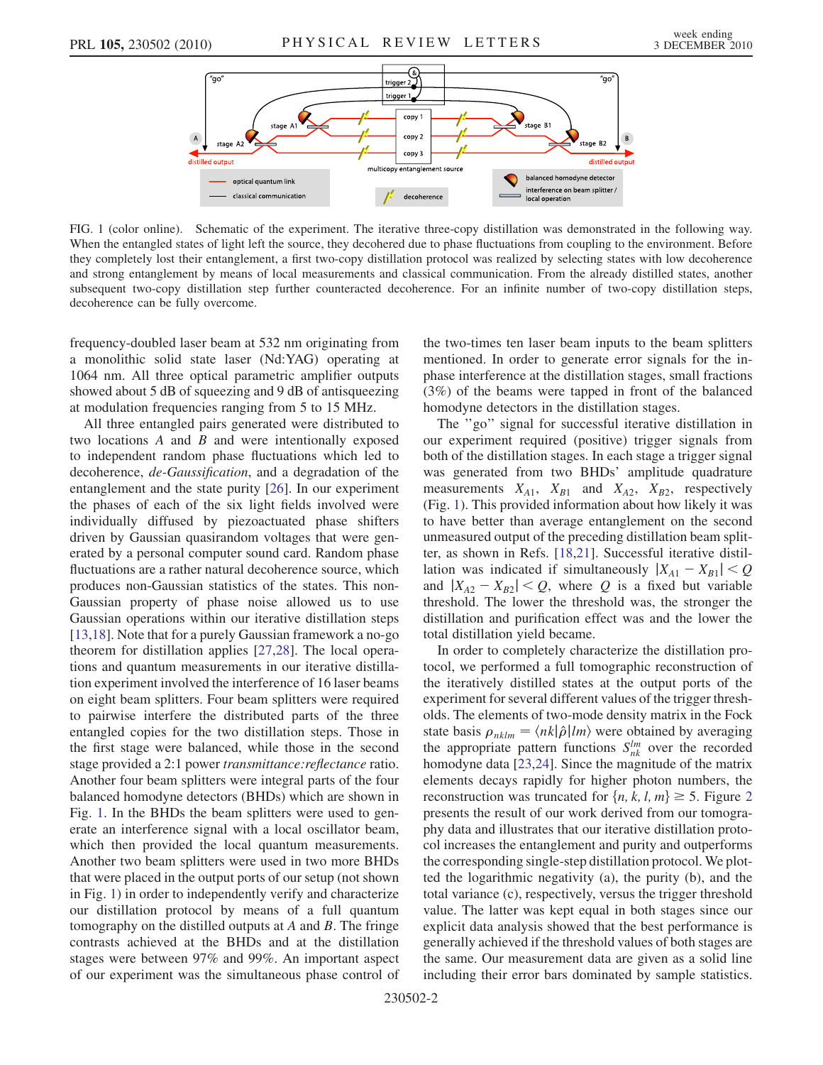FIG. 1 (color online). Schematic of the experiment. The iterative three-copy distillation was demonstrated in the following way. When the entangled states of light left the source, they decohered due to phase fluctuations from coupling to the environment. Before they completely lost their entanglement, a first two-copy distillation protocol was realized by selecting states with low decoherence and strong entanglement by means of local measurements and classical communication. From the already distilled states, another subsequent two-copy distillation step further counteracted decoherence. For an infinite number of two-copy distillation steps, decoherence can be fully overcome.

frequency-doubled laser beam at 532 nm originating from a monolithic solid state laser (Nd:YAG) operating at 1064 nm. All three optical parametric amplifier outputs showed about 5 dB of squeezing and 9 dB of antisqueezing at modulation frequencies ranging from 5 to 15 MHz.

All three entangled pairs generated were distributed to two locations $A$ and $B$ and were intentionally exposed to independent random phase fluctuations which led to decoherence, *de-Gaussification*, and a degradation of the entanglement and the state purity [26]. In our experiment the phases of each of the six light fields involved were individually diffused by piezoactuated phase shifters driven by Gaussian quasirandom voltages that were generated by a personal computer sound card. Random phase fluctuations are a rather natural decoherence source, which produces non-Gaussian statistics of the states. This non-Gaussian property of phase noise allowed us to use Gaussian operations within our iterative distillation steps [13,18]. Note that for a purely Gaussian framework a no-go theorem for distillation applies [27,28]. The local operations and quantum measurements in our iterative distillation experiment involved the interference of 16 laser beams on eight beam splitters. Four beam splitters were required to pairwise interfere the distributed parts of the three entangled copies for the two distillation steps. Those in the first stage were balanced, while those in the second stage provided a 2:1 power *transmittance:reflectance* ratio. Another four beam splitters were integral parts of the four balanced homodyne detectors (BHDs) which are shown in Fig. 1. In the BHDs the beam splitters were used to generate an interference signal with a local oscillator beam, which then provided the local quantum measurements. Another two beam splitters were used in two more BHDs that were placed in the output ports of our setup (not shown in Fig. 1) in order to independently verify and characterize our distillation protocol by means of a full quantum tomography on the distilled outputs at $A$ and $B$. The fringe contrasts achieved at the BHDs and at the distillation stages were between 97% and 99%. An important aspect of our experiment was the simultaneous phase control of the two-times ten laser beam inputs to the beam splitters mentioned. In order to generate error signals for the in-phase interference at the distillation stages, small fractions (3%) of the beams were tapped in front of the balanced homodyne detectors in the distillation stages.

The "go" signal for successful iterative distillation in our experiment required (positive) trigger signals from both of the distillation stages. In each stage a trigger signal was generated from two BHDs' amplitude quadrature measurements $X_{A1}$, $X_{B1}$ and $X_{A2}$, $X_{B2}$, respectively (Fig. 1). This provided information about how likely it was to have better than average entanglement on the second unmeasured output of the preceding distillation beam splitter, as shown in Refs. [18,21]. Successful iterative distillation was indicated if simultaneously $|X_{A1} - X_{B1}| < Q$ and $|X_{A2} - X_{B2}| < Q$, where $Q$ is a fixed but variable threshold. The lower the threshold was, the stronger the distillation and purification effect was and the lower the total distillation yield became.

In order to completely characterize the distillation protocol, we performed a full tomographic reconstruction of the iteratively distilled states at the output ports of the experiment for several different values of the trigger thresholds. The elements of two-mode density matrix in the Fock state basis $\rho_{nklm} = \langle nk|\hat{\rho}|lm\rangle$ were obtained by averaging the appropriate pattern functions $S_{nk}^{lm}$ over the recorded homodyne data [23,24]. Since the magnitude of the matrix elements decays rapidly for higher photon numbers, the reconstruction was truncated for $\{n, k, l, m\} \geq 5$. Figure 2 presents the result of our work derived from our tomography data and illustrates that our iterative distillation protocol increases the entanglement and purity and outperforms the corresponding single-step distillation protocol. We plotted the logarithmic negativity (a), the purity (b), and the total variance (c), respectively, versus the trigger threshold value. The latter was kept equal in both stages since our explicit data analysis showed that the best performance is generally achieved if the threshold values of both stages are the same. Our measurement data are given as a solid line including their error bars dominated by sample statistics.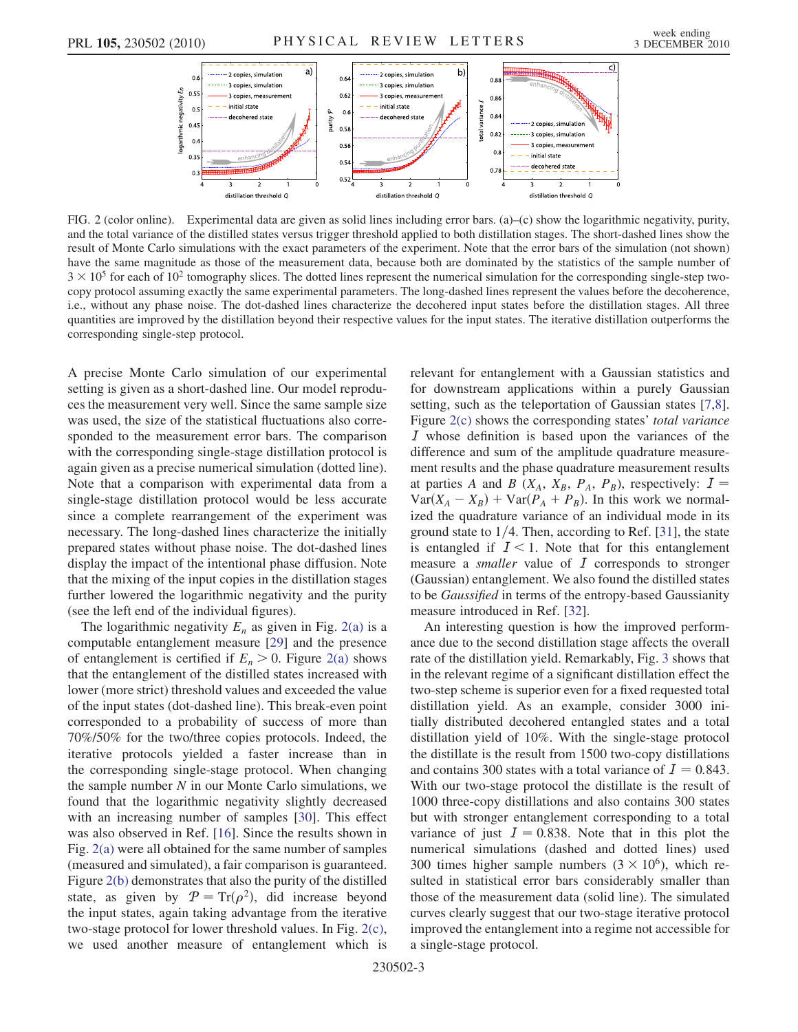FIG. 2 (color online). Experimental data are given as solid lines including error bars. (a)–(c) show the logarithmic negativity, purity, and the total variance of the distilled states versus trigger threshold applied to both distillation stages. The short-dashed lines show the result of Monte Carlo simulations with the exact parameters of the experiment. Note that the error bars of the simulation (not shown) have the same magnitude as those of the measurement data, because both are dominated by the statistics of the sample number of $3 \times 10^5$ for each of $10^2$ tomography slices. The dotted lines represent the numerical simulation for the corresponding single-step two-copy protocol assuming exactly the same experimental parameters. The long-dashed lines represent the values before the decoherence, i.e., without any phase noise. The dot-dashed lines characterize the decohered input states before the distillation stages. All three quantities are improved by the distillation beyond their respective values for the input states. The iterative distillation outperforms the corresponding single-step protocol.

A precise Monte Carlo simulation of our experimental setting is given as a short-dashed line. Our model reproduces the measurement very well. Since the same sample size was used, the size of the statistical fluctuations also corresponded to the measurement error bars. The comparison with the corresponding single-stage distillation protocol is again given as a precise numerical simulation (dotted line). Note that a comparison with experimental data from a single-stage distillation protocol would be less accurate since a complete rearrangement of the experiment was necessary. The long-dashed lines characterize the initially prepared states without phase noise. The dot-dashed lines display the impact of the intentional phase diffusion. Note that the mixing of the input copies in the distillation stages further lowered the logarithmic negativity and the purity (see the left end of the individual figures).

The logarithmic negativity $E_n$ as given in Fig. 2(a) is a computable entanglement measure [29] and the presence of entanglement is certified if $E_n > 0$. Figure 2(a) shows that the entanglement of the distilled states increased with lower (more strict) threshold values and exceeded the value of the input states (dot-dashed line). This break-even point corresponded to a probability of success of more than 70%/50% for the two/three copies protocols. Indeed, the iterative protocols yielded a faster increase than in the corresponding single-stage protocol. When changing the sample number $N$ in our Monte Carlo simulations, we found that the logarithmic negativity slightly decreased with an increasing number of samples [30]. This effect was also observed in Ref. [16]. Since the results shown in Fig. 2(a) were all obtained for the same number of samples (measured and simulated), a fair comparison is guaranteed. Figure 2(b) demonstrates that also the purity of the distilled state, as given by $\mathcal{P} = \mathrm{Tr}(\rho^2)$, did increase beyond the input states, again taking advantage from the iterative two-stage protocol for lower threshold values. In Fig. 2(c), we used another measure of entanglement which is relevant for entanglement with a Gaussian statistics and for downstream applications within a purely Gaussian setting, such as the teleportation of Gaussian states [7,8]. Figure 2(c) shows the corresponding states' *total variance* $\mathcal{I}$ whose definition is based upon the variances of the difference and sum of the amplitude quadrature measurement results and the phase quadrature measurement results at parties $A$ and $B$ ($X_A$, $X_B$, $P_A$, $P_B$), respectively: $\mathcal{I} = \mathrm{Var}(X_A - X_B) + \mathrm{Var}(P_A + P_B)$. In this work we normalized the quadrature variance of an individual mode in its ground state to $1/4$. Then, according to Ref. [31], the state is entangled if $\mathcal{I} < 1$. Note that for this entanglement measure a *smaller* value of $\mathcal{I}$ corresponds to stronger (Gaussian) entanglement. We also found the distilled states to be *Gaussified* in terms of the entropy-based Gaussianity measure introduced in Ref. [32].

An interesting question is how the improved performance due to the second distillation stage affects the overall rate of the distillation yield. Remarkably, Fig. 3 shows that in the relevant regime of a significant distillation effect the two-step scheme is superior even for a fixed requested total distillation yield. As an example, consider 3000 initially distributed decohered entangled states and a total distillation yield of 10%. With the single-stage protocol the distillate is the result from 1500 two-copy distillations and contains 300 states with a total variance of $\mathcal{I} = 0.843$. With our two-stage protocol the distillate is the result of 1000 three-copy distillations and also contains 300 states but with stronger entanglement corresponding to a total variance of just $\mathcal{I} = 0.838$. Note that in this plot the numerical simulations (dashed and dotted lines) used 300 times higher sample numbers ($3 \times 10^6$), which resulted in statistical error bars considerably smaller than those of the measurement data (solid line). The simulated curves clearly suggest that our two-stage iterative protocol improved the entanglement into a regime not accessible for a single-stage protocol.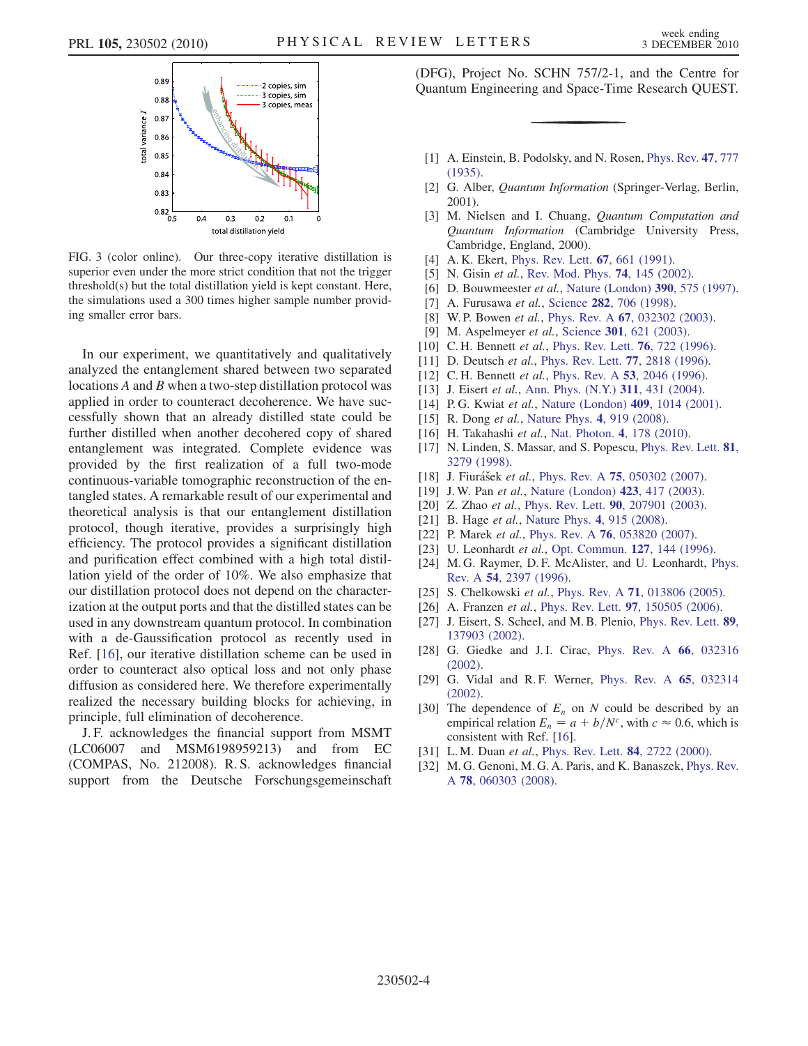0.89
0.88
0.87
0.86
0.85
0.84
0.83
0.82
0.5
0.4
0.3
0.2
0.1
0
total variance $\mathcal{I}$
total distillation yield
2 copies, sim
3 copies, sim
3 copies, meas
enhancing distillation

FIG. 3 (color online). Our three-copy iterative distillation is superior even under the more strict condition that not the trigger threshold(s) but the total distillation yield is kept constant. Here, the simulations used a 300 times higher sample number providing smaller error bars.

In our experiment, we quantitatively and qualitatively analyzed the entanglement shared between two separated locations $A$ and $B$ when a two-step distillation protocol was applied in order to counteract decoherence. We have successfully shown that an already distilled state could be further distilled when another decohered copy of shared entanglement was integrated. Complete evidence was provided by the first realization of a full two-mode continuous-variable tomographic reconstruction of the entangled states. A remarkable result of our experimental and theoretical analysis is that our entanglement distillation protocol, though iterative, provides a surprisingly high efficiency. The protocol provides a significant distillation and purification effect combined with a high total distillation yield of the order of 10%. We also emphasize that our distillation protocol does not depend on the characterization at the output ports and that the distilled states can be used in any downstream quantum protocol. In combination with a de-Gaussification protocol as recently used in Ref. [16], our iterative distillation scheme can be used in order to counteract also optical loss and not only phase diffusion as considered here. We therefore experimentally realized the necessary building blocks for achieving, in principle, full elimination of decoherence.

J. F. acknowledges the financial support from MSMT (LC06007 and MSM6198959213) and from EC (COMPAS, No. 212008). R. S. acknowledges financial support from the Deutsche Forschungsgemeinschaft (DFG), Project No. SCHN 757/2-1, and the Centre for Quantum Engineering and Space-Time Research QUEST.

---

[1] A. Einstein, B. Podolsky, and N. Rosen, Phys. Rev. **47**, 777 (1935).

[2] G. Alber, *Quantum Information* (Springer-Verlag, Berlin, 2001).

[3] M. Nielsen and I. Chuang, *Quantum Computation and Quantum Information* (Cambridge University Press, Cambridge, England, 2000).

[4] A. K. Ekert, Phys. Rev. Lett. **67**, 661 (1991).

[5] N. Gisin *et al.*, Rev. Mod. Phys. **74**, 145 (2002).

[6] D. Bouwmeester *et al.*, Nature (London) **390**, 575 (1997).

[7] A. Furusawa *et al.*, Science **282**, 706 (1998).

[8] W. P. Bowen *et al.*, Phys. Rev. A **67**, 032302 (2003).

[9] M. Aspelmeyer *et al.*, Science **301**, 621 (2003).

[10] C. H. Bennett *et al.*, Phys. Rev. Lett. **76**, 722 (1996).

[11] D. Deutsch *et al.*, Phys. Rev. Lett. **77**, 2818 (1996).

[12] C. H. Bennett *et al.*, Phys. Rev. A **53**, 2046 (1996).

[13] J. Eisert *et al.*, Ann. Phys. (N.Y.) **311**, 431 (2004).

[14] P. G. Kwiat *et al.*, Nature (London) **409**, 1014 (2001).

[15] R. Dong *et al.*, Nature Phys. **4**, 919 (2008).

[16] H. Takahashi *et al.*, Nat. Photon. **4**, 178 (2010).

[17] N. Linden, S. Massar, and S. Popescu, Phys. Rev. Lett. **81**, 3279 (1998).

[18] J. Fiurášek *et al.*, Phys. Rev. A **75**, 050302 (2007).

[19] J. W. Pan *et al.*, Nature (London) **423**, 417 (2003).

[20] Z. Zhao *et al.*, Phys. Rev. Lett. **90**, 207901 (2003).

[21] B. Hage *et al.*, Nature Phys. **4**, 915 (2008).

[22] P. Marek *et al.*, Phys. Rev. A **76**, 053820 (2007).

[23] U. Leonhardt *et al.*, Opt. Commun. **127**, 144 (1996).

[24] M. G. Raymer, D. F. McAlister, and U. Leonhardt, Phys. Rev. A **54**, 2397 (1996).

[25] S. Chelkowski *et al.*, Phys. Rev. A **71**, 013806 (2005).

[26] A. Franzen *et al.*, Phys. Rev. Lett. **97**, 150505 (2006).

[27] J. Eisert, S. Scheel, and M. B. Plenio, Phys. Rev. Lett. **89**, 137903 (2002).

[28] G. Giedke and J. I. Cirac, Phys. Rev. A **66**, 032316 (2002).

[29] G. Vidal and R. F. Werner, Phys. Rev. A **65**, 032314 (2002).

[30] The dependence of $E_n$ on $N$ could be described by an empirical relation $E_n = a + b/N^c$, with $c \approx 0.6$, which is consistent with Ref. [16].

[31] L. M. Duan *et al.*, Phys. Rev. Lett. **84**, 2722 (2000).

[32] M. G. Genoni, M. G. A. Paris, and K. Banaszek, Phys. Rev. A **78**, 060303 (2008).